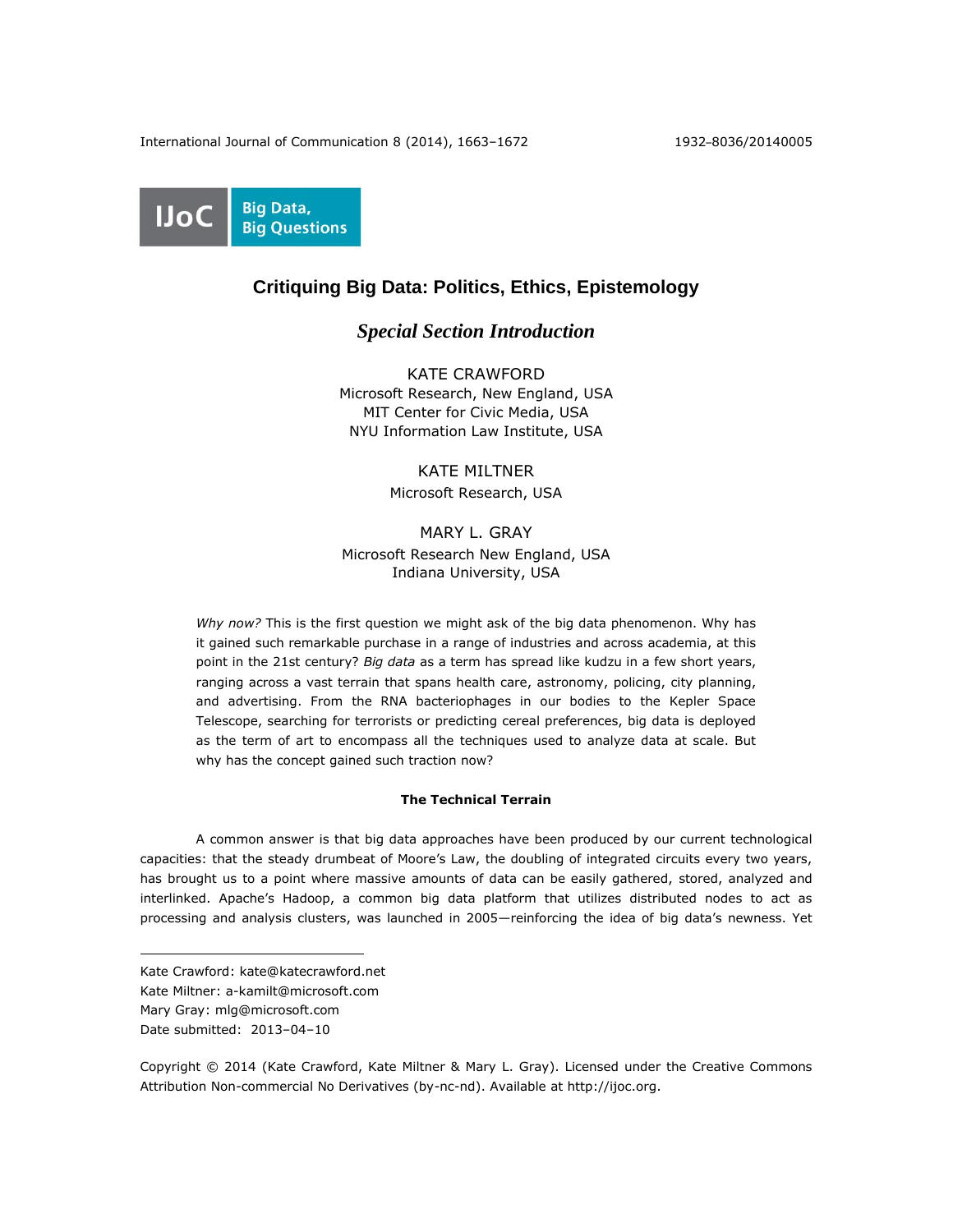Big Data, Big Questions

# Critiquing Big Data: Politics, Ethics, Epistemology

## *Special Section Introduction*

KATE CRAWFORD
Microsoft Research, New England, USA
MIT Center for Civic Media, USA
NYU Information Law Institute, USA

KATE MILTNER
Microsoft Research, USA

MARY L. GRAY
Microsoft Research New England, USA
Indiana University, USA

*Why now?* This is the first question we might ask of the big data phenomenon. Why has it gained such remarkable purchase in a range of industries and across academia, at this point in the 21st century? *Big data* as a term has spread like kudzu in a few short years, ranging across a vast terrain that spans health care, astronomy, policing, city planning, and advertising. From the RNA bacteriophages in our bodies to the Kepler Space Telescope, searching for terrorists or predicting cereal preferences, big data is deployed as the term of art to encompass all the techniques used to analyze data at scale. But why has the concept gained such traction now?

### The Technical Terrain

A common answer is that big data approaches have been produced by our current technological capacities: that the steady drumbeat of Moore's Law, the doubling of integrated circuits every two years, has brought us to a point where massive amounts of data can be easily gathered, stored, analyzed and interlinked. Apache's Hadoop, a common big data platform that utilizes distributed nodes to act as processing and analysis clusters, was launched in 2005—reinforcing the idea of big data's newness. Yet

Kate Crawford: kate@katecrawford.net
Kate Miltner: a-kamilt@microsoft.com
Mary Gray: mlg@microsoft.com
Date submitted: 2013–04–10

Copyright © 2014 (Kate Crawford, Kate Miltner & Mary L. Gray). Licensed under the Creative Commons Attribution Non-commercial No Derivatives (by-nc-nd). Available at http://ijoc.org.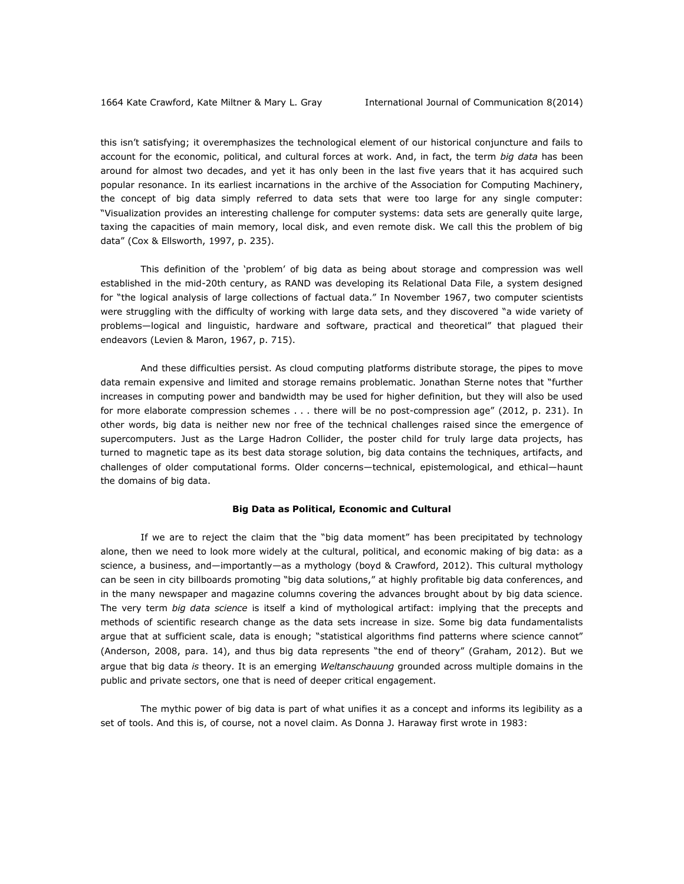this isn't satisfying; it overemphasizes the technological element of our historical conjuncture and fails to account for the economic, political, and cultural forces at work. And, in fact, the term *big data* has been around for almost two decades, and yet it has only been in the last five years that it has acquired such popular resonance. In its earliest incarnations in the archive of the Association for Computing Machinery, the concept of big data simply referred to data sets that were too large for any single computer: "Visualization provides an interesting challenge for computer systems: data sets are generally quite large, taxing the capacities of main memory, local disk, and even remote disk. We call this the problem of big data" (Cox & Ellsworth, 1997, p. 235).

This definition of the 'problem' of big data as being about storage and compression was well established in the mid-20th century, as RAND was developing its Relational Data File, a system designed for "the logical analysis of large collections of factual data." In November 1967, two computer scientists were struggling with the difficulty of working with large data sets, and they discovered "a wide variety of problems—logical and linguistic, hardware and software, practical and theoretical" that plagued their endeavors (Levien & Maron, 1967, p. 715).

And these difficulties persist. As cloud computing platforms distribute storage, the pipes to move data remain expensive and limited and storage remains problematic. Jonathan Sterne notes that "further increases in computing power and bandwidth may be used for higher definition, but they will also be used for more elaborate compression schemes . . . there will be no post-compression age" (2012, p. 231). In other words, big data is neither new nor free of the technical challenges raised since the emergence of supercomputers. Just as the Large Hadron Collider, the poster child for truly large data projects, has turned to magnetic tape as its best data storage solution, big data contains the techniques, artifacts, and challenges of older computational forms. Older concerns—technical, epistemological, and ethical—haunt the domains of big data.

**Big Data as Political, Economic and Cultural**

If we are to reject the claim that the "big data moment" has been precipitated by technology alone, then we need to look more widely at the cultural, political, and economic making of big data: as a science, a business, and—importantly—as a mythology (boyd & Crawford, 2012). This cultural mythology can be seen in city billboards promoting "big data solutions," at highly profitable big data conferences, and in the many newspaper and magazine columns covering the advances brought about by big data science. The very term *big data science* is itself a kind of mythological artifact: implying that the precepts and methods of scientific research change as the data sets increase in size. Some big data fundamentalists argue that at sufficient scale, data is enough; "statistical algorithms find patterns where science cannot" (Anderson, 2008, para. 14), and thus big data represents "the end of theory" (Graham, 2012). But we argue that big data *is* theory. It is an emerging *Weltanschauung* grounded across multiple domains in the public and private sectors, one that is need of deeper critical engagement.

The mythic power of big data is part of what unifies it as a concept and informs its legibility as a set of tools. And this is, of course, not a novel claim. As Donna J. Haraway first wrote in 1983: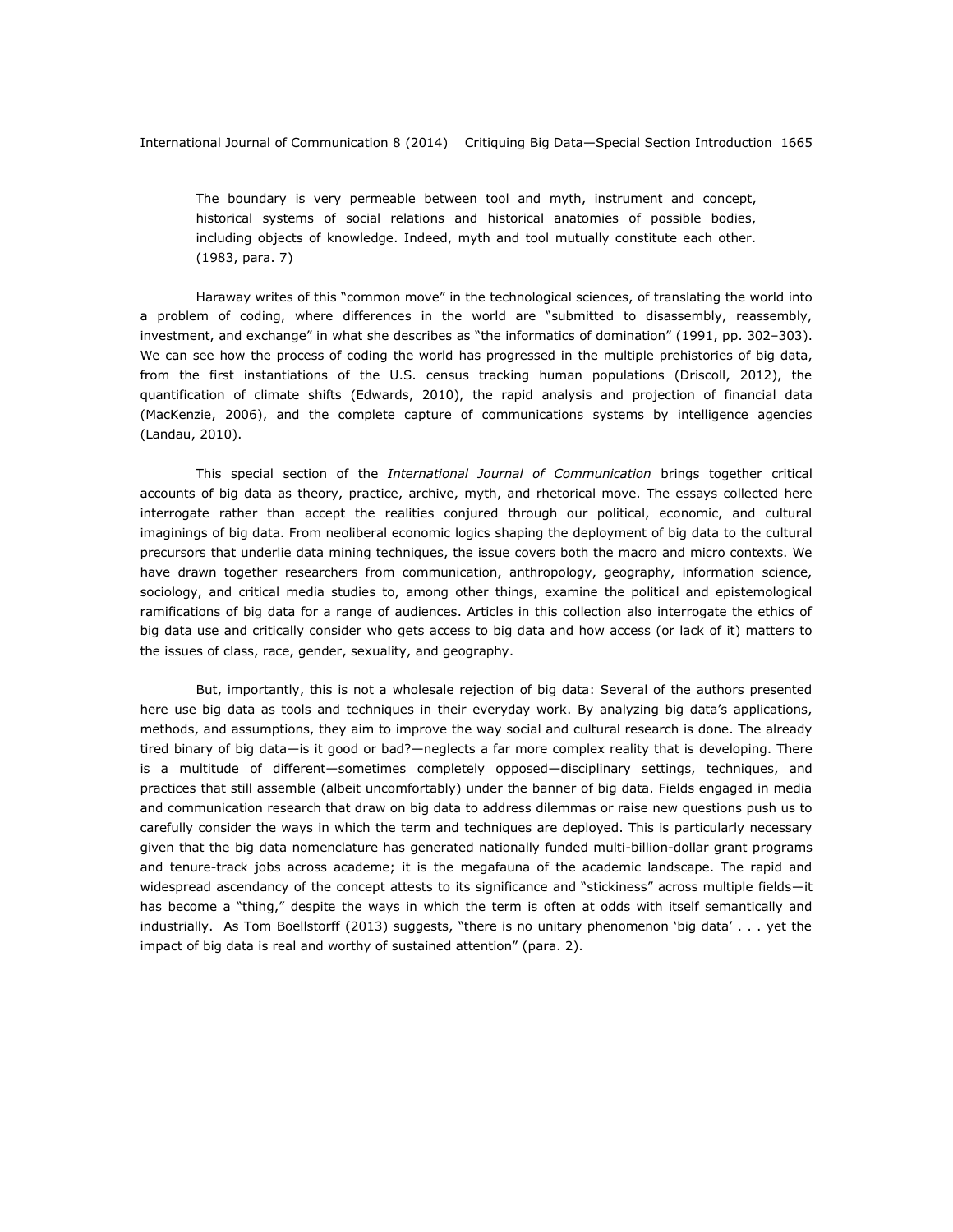> The boundary is very permeable between tool and myth, instrument and concept, historical systems of social relations and historical anatomies of possible bodies, including objects of knowledge. Indeed, myth and tool mutually constitute each other. (1983, para. 7)

Haraway writes of this "common move" in the technological sciences, of translating the world into a problem of coding, where differences in the world are "submitted to disassembly, reassembly, investment, and exchange" in what she describes as "the informatics of domination" (1991, pp. 302–303). We can see how the process of coding the world has progressed in the multiple prehistories of big data, from the first instantiations of the U.S. census tracking human populations (Driscoll, 2012), the quantification of climate shifts (Edwards, 2010), the rapid analysis and projection of financial data (MacKenzie, 2006), and the complete capture of communications systems by intelligence agencies (Landau, 2010).

This special section of the *International Journal of Communication* brings together critical accounts of big data as theory, practice, archive, myth, and rhetorical move. The essays collected here interrogate rather than accept the realities conjured through our political, economic, and cultural imaginings of big data. From neoliberal economic logics shaping the deployment of big data to the cultural precursors that underlie data mining techniques, the issue covers both the macro and micro contexts. We have drawn together researchers from communication, anthropology, geography, information science, sociology, and critical media studies to, among other things, examine the political and epistemological ramifications of big data for a range of audiences. Articles in this collection also interrogate the ethics of big data use and critically consider who gets access to big data and how access (or lack of it) matters to the issues of class, race, gender, sexuality, and geography.

But, importantly, this is not a wholesale rejection of big data: Several of the authors presented here use big data as tools and techniques in their everyday work. By analyzing big data's applications, methods, and assumptions, they aim to improve the way social and cultural research is done. The already tired binary of big data—is it good or bad?—neglects a far more complex reality that is developing. There is a multitude of different—sometimes completely opposed—disciplinary settings, techniques, and practices that still assemble (albeit uncomfortably) under the banner of big data. Fields engaged in media and communication research that draw on big data to address dilemmas or raise new questions push us to carefully consider the ways in which the term and techniques are deployed. This is particularly necessary given that the big data nomenclature has generated nationally funded multi-billion-dollar grant programs and tenure-track jobs across academe; it is the megafauna of the academic landscape. The rapid and widespread ascendancy of the concept attests to its significance and "stickiness" across multiple fields—it has become a "thing," despite the ways in which the term is often at odds with itself semantically and industrially. As Tom Boellstorff (2013) suggests, "there is no unitary phenomenon 'big data' . . . yet the impact of big data is real and worthy of sustained attention" (para. 2).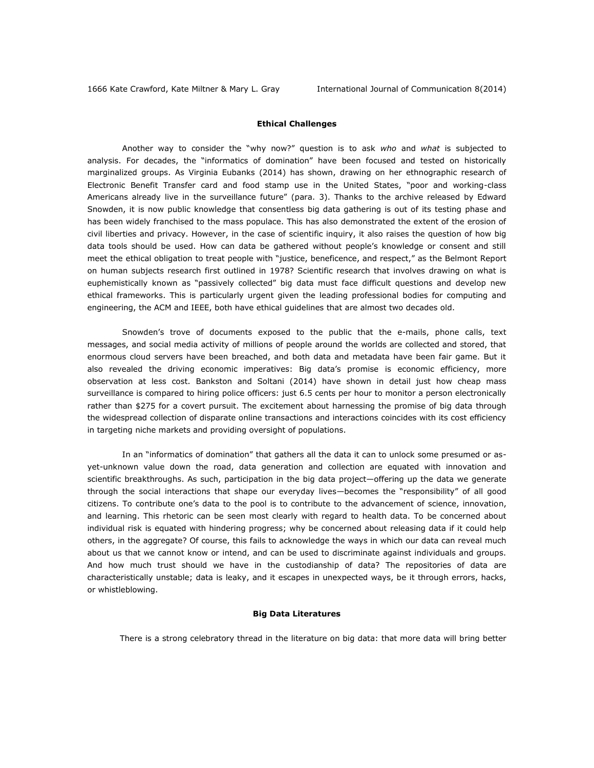## Ethical Challenges

Another way to consider the "why now?" question is to ask *who* and *what* is subjected to analysis. For decades, the "informatics of domination" have been focused and tested on historically marginalized groups. As Virginia Eubanks (2014) has shown, drawing on her ethnographic research of Electronic Benefit Transfer card and food stamp use in the United States, "poor and working-class Americans already live in the surveillance future" (para. 3). Thanks to the archive released by Edward Snowden, it is now public knowledge that consentless big data gathering is out of its testing phase and has been widely franchised to the mass populace. This has also demonstrated the extent of the erosion of civil liberties and privacy. However, in the case of scientific inquiry, it also raises the question of how big data tools should be used. How can data be gathered without people's knowledge or consent and still meet the ethical obligation to treat people with "justice, beneficence, and respect," as the Belmont Report on human subjects research first outlined in 1978? Scientific research that involves drawing on what is euphemistically known as "passively collected" big data must face difficult questions and develop new ethical frameworks. This is particularly urgent given the leading professional bodies for computing and engineering, the ACM and IEEE, both have ethical guidelines that are almost two decades old.

Snowden's trove of documents exposed to the public that the e-mails, phone calls, text messages, and social media activity of millions of people around the worlds are collected and stored, that enormous cloud servers have been breached, and both data and metadata have been fair game. But it also revealed the driving economic imperatives: Big data's promise is economic efficiency, more observation at less cost. Bankston and Soltani (2014) have shown in detail just how cheap mass surveillance is compared to hiring police officers: just 6.5 cents per hour to monitor a person electronically rather than $275 for a covert pursuit. The excitement about harnessing the promise of big data through the widespread collection of disparate online transactions and interactions coincides with its cost efficiency in targeting niche markets and providing oversight of populations.

In an "informatics of domination" that gathers all the data it can to unlock some presumed or as-yet-unknown value down the road, data generation and collection are equated with innovation and scientific breakthroughs. As such, participation in the big data project—offering up the data we generate through the social interactions that shape our everyday lives—becomes the "responsibility" of all good citizens. To contribute one's data to the pool is to contribute to the advancement of science, innovation, and learning. This rhetoric can be seen most clearly with regard to health data. To be concerned about individual risk is equated with hindering progress; why be concerned about releasing data if it could help others, in the aggregate? Of course, this fails to acknowledge the ways in which our data can reveal much about us that we cannot know or intend, and can be used to discriminate against individuals and groups. And how much trust should we have in the custodianship of data? The repositories of data are characteristically unstable; data is leaky, and it escapes in unexpected ways, be it through errors, hacks, or whistleblowing.

## Big Data Literatures

There is a strong celebratory thread in the literature on big data: that more data will bring better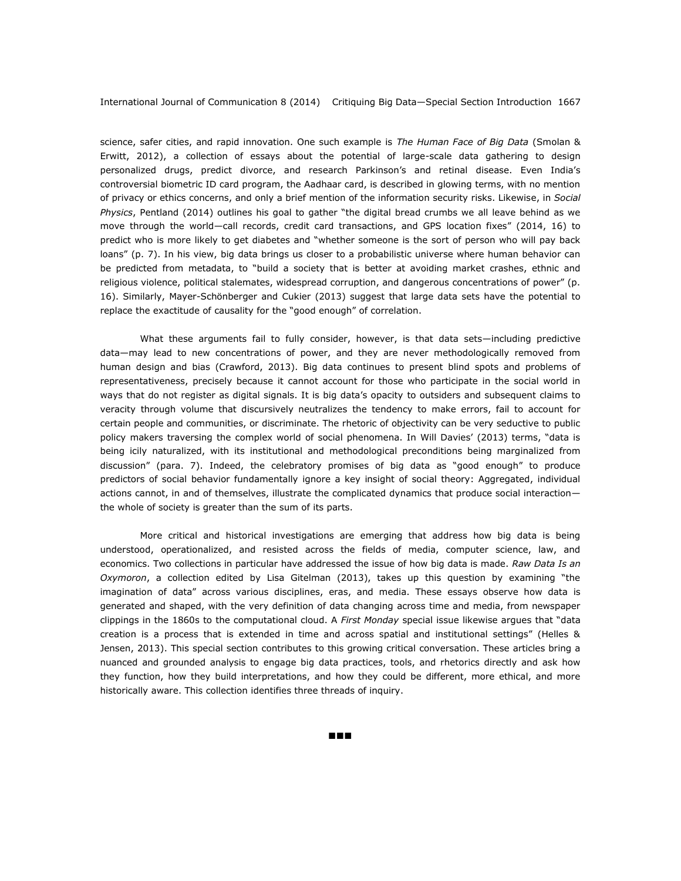science, safer cities, and rapid innovation. One such example is *The Human Face of Big Data* (Smolan & Erwitt, 2012), a collection of essays about the potential of large-scale data gathering to design personalized drugs, predict divorce, and research Parkinson's and retinal disease. Even India's controversial biometric ID card program, the Aadhaar card, is described in glowing terms, with no mention of privacy or ethics concerns, and only a brief mention of the information security risks. Likewise, in *Social Physics*, Pentland (2014) outlines his goal to gather "the digital bread crumbs we all leave behind as we move through the world—call records, credit card transactions, and GPS location fixes" (2014, 16) to predict who is more likely to get diabetes and "whether someone is the sort of person who will pay back loans" (p. 7). In his view, big data brings us closer to a probabilistic universe where human behavior can be predicted from metadata, to "build a society that is better at avoiding market crashes, ethnic and religious violence, political stalemates, widespread corruption, and dangerous concentrations of power" (p. 16). Similarly, Mayer-Schönberger and Cukier (2013) suggest that large data sets have the potential to replace the exactitude of causality for the "good enough" of correlation.

What these arguments fail to fully consider, however, is that data sets—including predictive data—may lead to new concentrations of power, and they are never methodologically removed from human design and bias (Crawford, 2013). Big data continues to present blind spots and problems of representativeness, precisely because it cannot account for those who participate in the social world in ways that do not register as digital signals. It is big data's opacity to outsiders and subsequent claims to veracity through volume that discursively neutralizes the tendency to make errors, fail to account for certain people and communities, or discriminate. The rhetoric of objectivity can be very seductive to public policy makers traversing the complex world of social phenomena. In Will Davies' (2013) terms, "data is being icily naturalized, with its institutional and methodological preconditions being marginalized from discussion" (para. 7). Indeed, the celebratory promises of big data as "good enough" to produce predictors of social behavior fundamentally ignore a key insight of social theory: Aggregated, individual actions cannot, in and of themselves, illustrate the complicated dynamics that produce social interaction—the whole of society is greater than the sum of its parts.

More critical and historical investigations are emerging that address how big data is being understood, operationalized, and resisted across the fields of media, computer science, law, and economics. Two collections in particular have addressed the issue of how big data is made. *Raw Data Is an Oxymoron*, a collection edited by Lisa Gitelman (2013), takes up this question by examining "the imagination of data" across various disciplines, eras, and media. These essays observe how data is generated and shaped, with the very definition of data changing across time and media, from newspaper clippings in the 1860s to the computational cloud. A *First Monday* special issue likewise argues that "data creation is a process that is extended in time and across spatial and institutional settings" (Helles & Jensen, 2013). This special section contributes to this growing critical conversation. These articles bring a nuanced and grounded analysis to engage big data practices, tools, and rhetorics directly and ask how they function, how they build interpretations, and how they could be different, more ethical, and more historically aware. This collection identifies three threads of inquiry.

■■■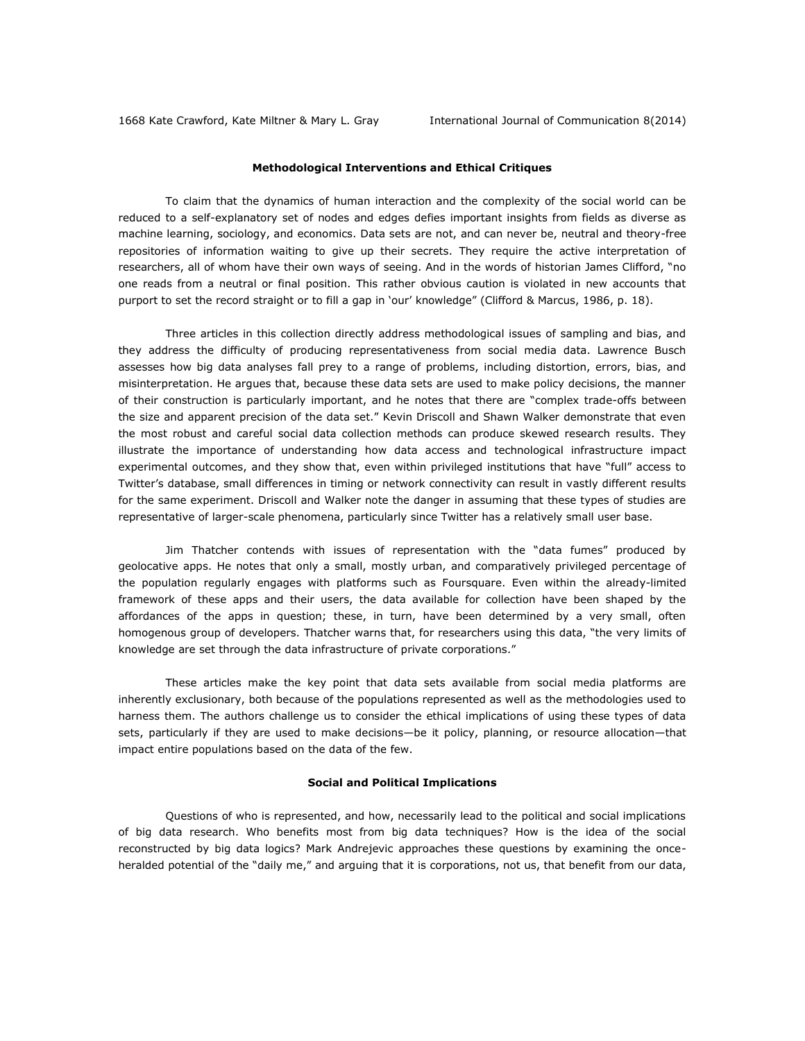### Methodological Interventions and Ethical Critiques

To claim that the dynamics of human interaction and the complexity of the social world can be reduced to a self-explanatory set of nodes and edges defies important insights from fields as diverse as machine learning, sociology, and economics. Data sets are not, and can never be, neutral and theory-free repositories of information waiting to give up their secrets. They require the active interpretation of researchers, all of whom have their own ways of seeing. And in the words of historian James Clifford, "no one reads from a neutral or final position. This rather obvious caution is violated in new accounts that purport to set the record straight or to fill a gap in 'our' knowledge" (Clifford & Marcus, 1986, p. 18).

Three articles in this collection directly address methodological issues of sampling and bias, and they address the difficulty of producing representativeness from social media data. Lawrence Busch assesses how big data analyses fall prey to a range of problems, including distortion, errors, bias, and misinterpretation. He argues that, because these data sets are used to make policy decisions, the manner of their construction is particularly important, and he notes that there are "complex trade-offs between the size and apparent precision of the data set." Kevin Driscoll and Shawn Walker demonstrate that even the most robust and careful social data collection methods can produce skewed research results. They illustrate the importance of understanding how data access and technological infrastructure impact experimental outcomes, and they show that, even within privileged institutions that have "full" access to Twitter's database, small differences in timing or network connectivity can result in vastly different results for the same experiment. Driscoll and Walker note the danger in assuming that these types of studies are representative of larger-scale phenomena, particularly since Twitter has a relatively small user base.

Jim Thatcher contends with issues of representation with the "data fumes" produced by geolocative apps. He notes that only a small, mostly urban, and comparatively privileged percentage of the population regularly engages with platforms such as Foursquare. Even within the already-limited framework of these apps and their users, the data available for collection have been shaped by the affordances of the apps in question; these, in turn, have been determined by a very small, often homogenous group of developers. Thatcher warns that, for researchers using this data, "the very limits of knowledge are set through the data infrastructure of private corporations."

These articles make the key point that data sets available from social media platforms are inherently exclusionary, both because of the populations represented as well as the methodologies used to harness them. The authors challenge us to consider the ethical implications of using these types of data sets, particularly if they are used to make decisions—be it policy, planning, or resource allocation—that impact entire populations based on the data of the few.

### Social and Political Implications

Questions of who is represented, and how, necessarily lead to the political and social implications of big data research. Who benefits most from big data techniques? How is the idea of the social reconstructed by big data logics? Mark Andrejevic approaches these questions by examining the once-heralded potential of the "daily me," and arguing that it is corporations, not us, that benefit from our data,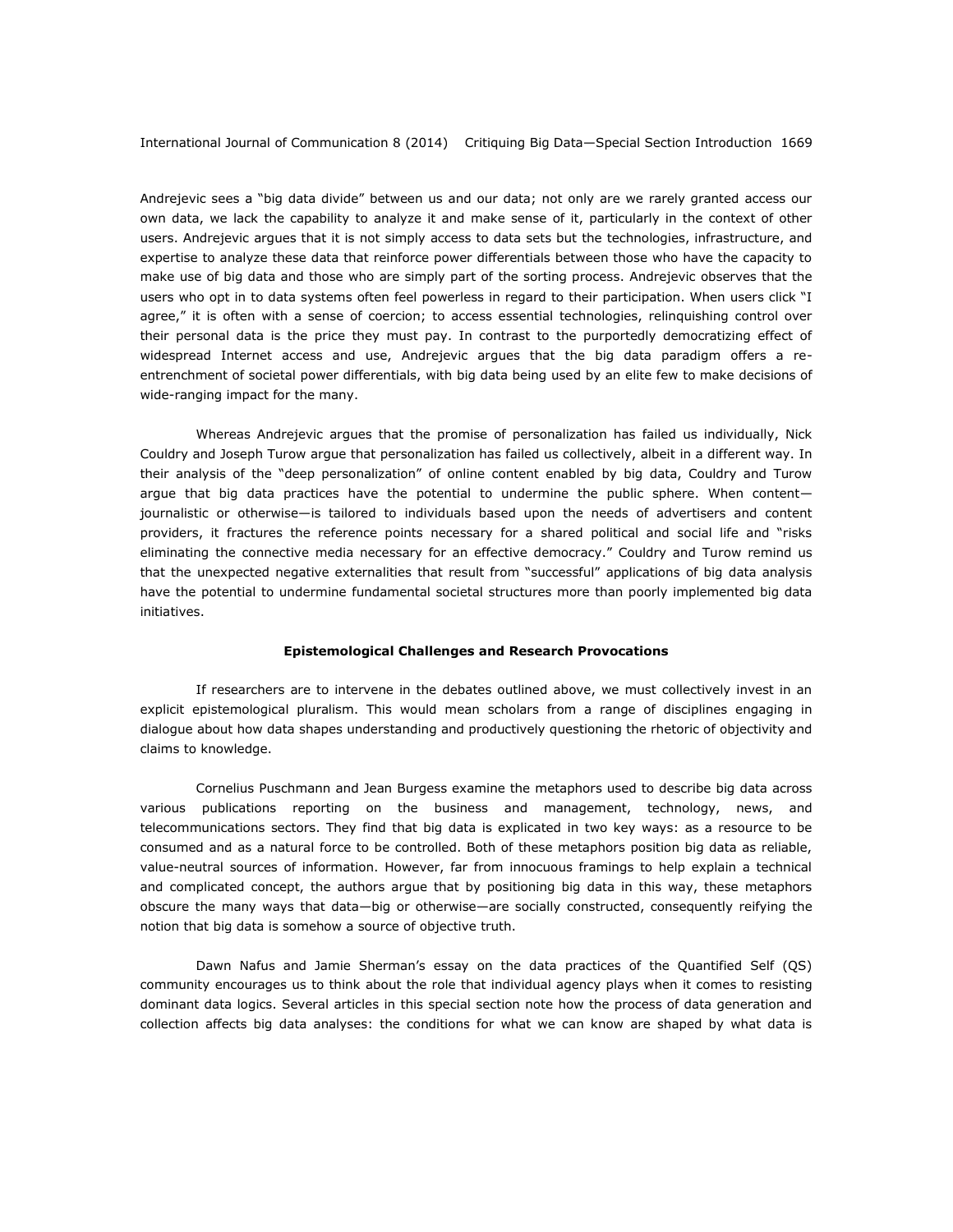Andrejevic sees a "big data divide" between us and our data; not only are we rarely granted access our own data, we lack the capability to analyze it and make sense of it, particularly in the context of other users. Andrejevic argues that it is not simply access to data sets but the technologies, infrastructure, and expertise to analyze these data that reinforce power differentials between those who have the capacity to make use of big data and those who are simply part of the sorting process. Andrejevic observes that the users who opt in to data systems often feel powerless in regard to their participation. When users click "I agree," it is often with a sense of coercion; to access essential technologies, relinquishing control over their personal data is the price they must pay. In contrast to the purportedly democratizing effect of widespread Internet access and use, Andrejevic argues that the big data paradigm offers a re-entrenchment of societal power differentials, with big data being used by an elite few to make decisions of wide-ranging impact for the many.

Whereas Andrejevic argues that the promise of personalization has failed us individually, Nick Couldry and Joseph Turow argue that personalization has failed us collectively, albeit in a different way. In their analysis of the "deep personalization" of online content enabled by big data, Couldry and Turow argue that big data practices have the potential to undermine the public sphere. When content—journalistic or otherwise—is tailored to individuals based upon the needs of advertisers and content providers, it fractures the reference points necessary for a shared political and social life and "risks eliminating the connective media necessary for an effective democracy." Couldry and Turow remind us that the unexpected negative externalities that result from "successful" applications of big data analysis have the potential to undermine fundamental societal structures more than poorly implemented big data initiatives.

### Epistemological Challenges and Research Provocations

If researchers are to intervene in the debates outlined above, we must collectively invest in an explicit epistemological pluralism. This would mean scholars from a range of disciplines engaging in dialogue about how data shapes understanding and productively questioning the rhetoric of objectivity and claims to knowledge.

Cornelius Puschmann and Jean Burgess examine the metaphors used to describe big data across various publications reporting on the business and management, technology, news, and telecommunications sectors. They find that big data is explicated in two key ways: as a resource to be consumed and as a natural force to be controlled. Both of these metaphors position big data as reliable, value-neutral sources of information. However, far from innocuous framings to help explain a technical and complicated concept, the authors argue that by positioning big data in this way, these metaphors obscure the many ways that data—big or otherwise—are socially constructed, consequently reifying the notion that big data is somehow a source of objective truth.

Dawn Nafus and Jamie Sherman's essay on the data practices of the Quantified Self (QS) community encourages us to think about the role that individual agency plays when it comes to resisting dominant data logics. Several articles in this special section note how the process of data generation and collection affects big data analyses: the conditions for what we can know are shaped by what data is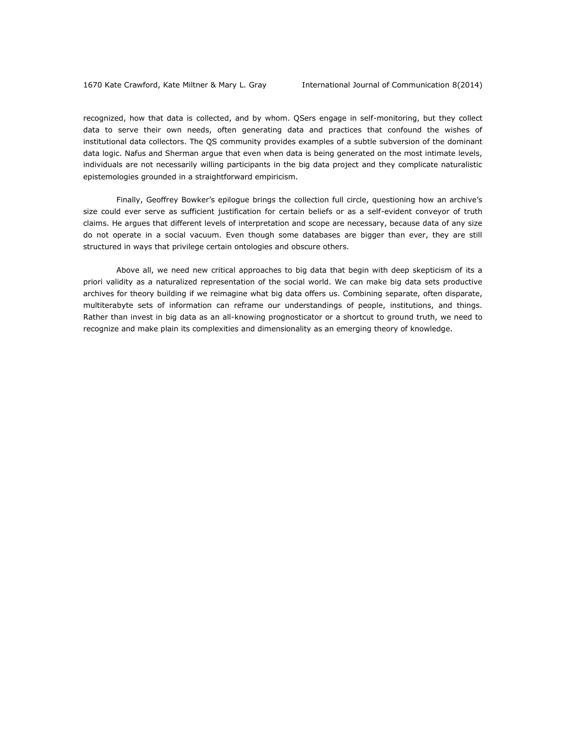recognized, how that data is collected, and by whom. QSers engage in self-monitoring, but they collect data to serve their own needs, often generating data and practices that confound the wishes of institutional data collectors. The QS community provides examples of a subtle subversion of the dominant data logic. Nafus and Sherman argue that even when data is being generated on the most intimate levels, individuals are not necessarily willing participants in the big data project and they complicate naturalistic epistemologies grounded in a straightforward empiricism.

Finally, Geoffrey Bowker's epilogue brings the collection full circle, questioning how an archive's size could ever serve as sufficient justification for certain beliefs or as a self-evident conveyor of truth claims. He argues that different levels of interpretation and scope are necessary, because data of any size do not operate in a social vacuum. Even though some databases are bigger than ever, they are still structured in ways that privilege certain ontologies and obscure others.

Above all, we need new critical approaches to big data that begin with deep skepticism of its a priori validity as a naturalized representation of the social world. We can make big data sets productive archives for theory building if we reimagine what big data offers us. Combining separate, often disparate, multiterabyte sets of information can reframe our understandings of people, institutions, and things. Rather than invest in big data as an all-knowing prognosticator or a shortcut to ground truth, we need to recognize and make plain its complexities and dimensionality as an emerging theory of knowledge.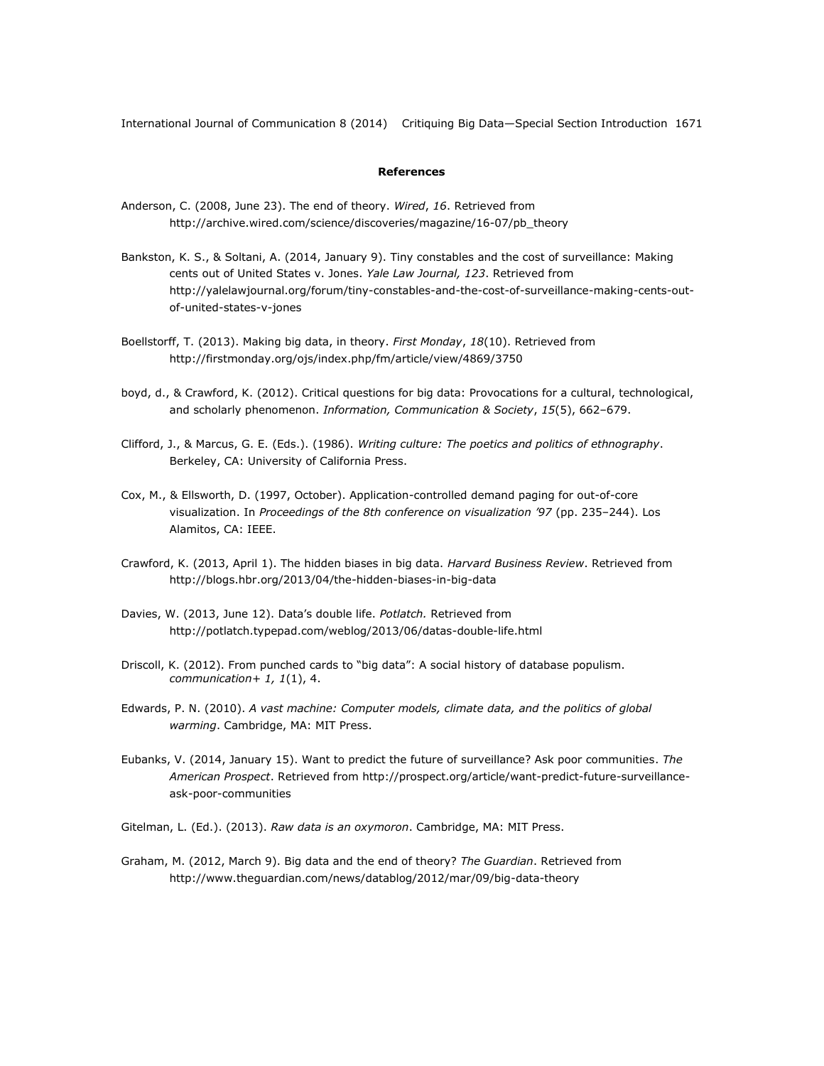## References

Anderson, C. (2008, June 23). The end of theory. *Wired*, *16*. Retrieved from http://archive.wired.com/science/discoveries/magazine/16-07/pb_theory

Bankston, K. S., & Soltani, A. (2014, January 9). Tiny constables and the cost of surveillance: Making cents out of United States v. Jones. *Yale Law Journal, 123*. Retrieved from http://yalelawjournal.org/forum/tiny-constables-and-the-cost-of-surveillance-making-cents-out-of-united-states-v-jones

Boellstorff, T. (2013). Making big data, in theory. *First Monday*, *18*(10). Retrieved from http://firstmonday.org/ojs/index.php/fm/article/view/4869/3750

boyd, d., & Crawford, K. (2012). Critical questions for big data: Provocations for a cultural, technological, and scholarly phenomenon. *Information, Communication & Society*, *15*(5), 662–679.

Clifford, J., & Marcus, G. E. (Eds.). (1986). *Writing culture: The poetics and politics of ethnography*. Berkeley, CA: University of California Press.

Cox, M., & Ellsworth, D. (1997, October). Application-controlled demand paging for out-of-core visualization. In *Proceedings of the 8th conference on visualization '97* (pp. 235–244). Los Alamitos, CA: IEEE.

Crawford, K. (2013, April 1). The hidden biases in big data. *Harvard Business Review*. Retrieved from http://blogs.hbr.org/2013/04/the-hidden-biases-in-big-data

Davies, W. (2013, June 12). Data's double life. *Potlatch.* Retrieved from http://potlatch.typepad.com/weblog/2013/06/datas-double-life.html

Driscoll, K. (2012). From punched cards to "big data": A social history of database populism. *communication+ 1, 1*(1), 4.

Edwards, P. N. (2010). *A vast machine: Computer models, climate data, and the politics of global warming*. Cambridge, MA: MIT Press.

Eubanks, V. (2014, January 15). Want to predict the future of surveillance? Ask poor communities. *The American Prospect*. Retrieved from http://prospect.org/article/want-predict-future-surveillance-ask-poor-communities

Gitelman, L. (Ed.). (2013). *Raw data is an oxymoron*. Cambridge, MA: MIT Press.

Graham, M. (2012, March 9). Big data and the end of theory? *The Guardian*. Retrieved from http://www.theguardian.com/news/datablog/2012/mar/09/big-data-theory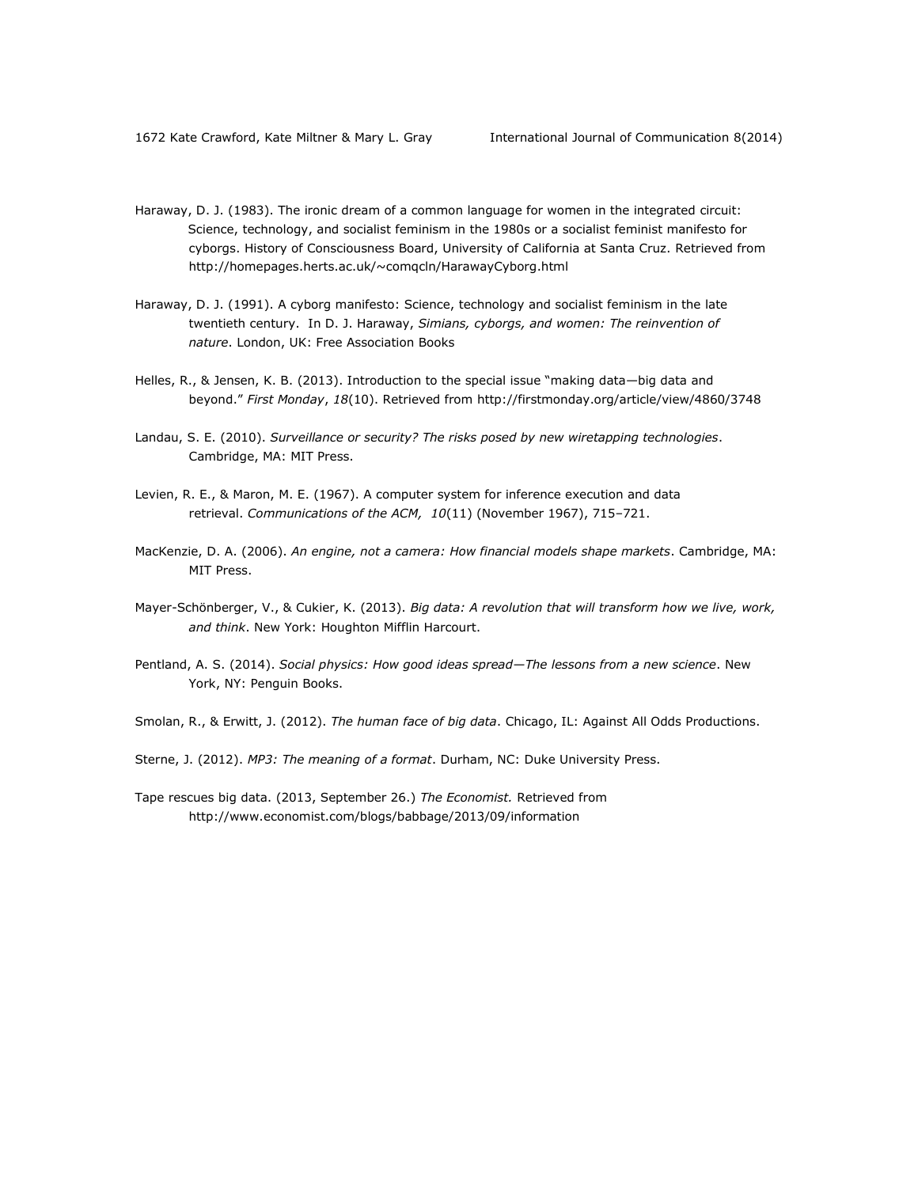Haraway, D. J. (1983). The ironic dream of a common language for women in the integrated circuit: Science, technology, and socialist feminism in the 1980s or a socialist feminist manifesto for cyborgs. History of Consciousness Board, University of California at Santa Cruz. Retrieved from http://homepages.herts.ac.uk/~comqcln/HarawayCyborg.html

Haraway, D. J. (1991). A cyborg manifesto: Science, technology and socialist feminism in the late twentieth century. In D. J. Haraway, *Simians, cyborgs, and women: The reinvention of nature*. London, UK: Free Association Books

Helles, R., & Jensen, K. B. (2013). Introduction to the special issue "making data—big data and beyond." *First Monday*, *18*(10). Retrieved from http://firstmonday.org/article/view/4860/3748

Landau, S. E. (2010). *Surveillance or security? The risks posed by new wiretapping technologies*. Cambridge, MA: MIT Press.

Levien, R. E., & Maron, M. E. (1967). A computer system for inference execution and data retrieval. *Communications of the ACM, 10*(11) (November 1967), 715–721.

MacKenzie, D. A. (2006). *An engine, not a camera: How financial models shape markets*. Cambridge, MA: MIT Press.

Mayer-Schönberger, V., & Cukier, K. (2013). *Big data: A revolution that will transform how we live, work, and think*. New York: Houghton Mifflin Harcourt.

Pentland, A. S. (2014). *Social physics: How good ideas spread—The lessons from a new science*. New York, NY: Penguin Books.

Smolan, R., & Erwitt, J. (2012). *The human face of big data*. Chicago, IL: Against All Odds Productions.

Sterne, J. (2012). *MP3: The meaning of a format*. Durham, NC: Duke University Press.

Tape rescues big data. (2013, September 26.) *The Economist.* Retrieved from http://www.economist.com/blogs/babbage/2013/09/information